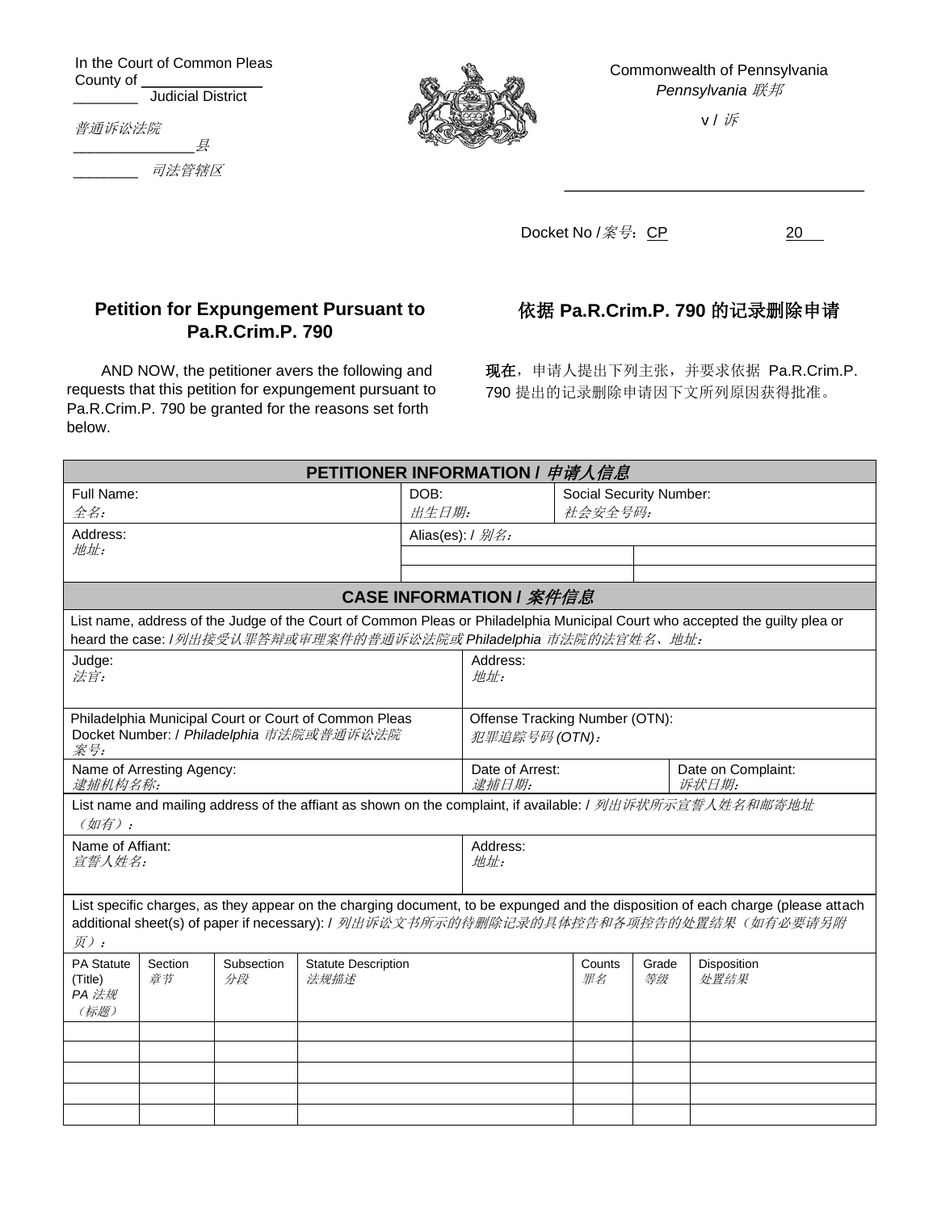In the Court of Common Pleas
County of ______________
________ Judicial District

*普通诉讼法院*
*______________县*
*________ 司法管辖区*

Commonwealth of Pennsylvania
*Pennsylvania 联邦*

v / *诉*

________________________________

Docket No /*案号*: CP 20

## Petition for Expungement Pursuant to Pa.R.Crim.P. 790

## 依据 Pa.R.Crim.P. 790 的记录删除申请

AND NOW, the petitioner avers the following and requests that this petition for expungement pursuant to Pa.R.Crim.P. 790 be granted for the reasons set forth below.

**现在**，申请人提出下列主张，并要求依据 Pa.R.Crim.P. 790 提出的记录删除申请因下文所列原因获得批准。

| **PETITIONER INFORMATION / *申请人信息*** | | |
|---|---|---|
| Full Name: *全名:* | DOB: *出生日期:* | Social Security Number: *社会安全号码:* |
| Address: *地址:* | Alias(es): / *别名:* | |
| | | |
| | | |

| **CASE INFORMATION / *案件信息*** | | |
|---|---|---|
| List name, address of the Judge of the Court of Common Pleas or Philadelphia Municipal Court who accepted the guilty plea or heard the case: /*列出接受认罪答辩或审理案件的普通诉讼法院或 Philadelphia 市法院的法官姓名、地址:* | | |
| Judge: *法官:* | Address: *地址:* | |
| Philadelphia Municipal Court or Court of Common Pleas Docket Number: / *Philadelphia 市法院或普通诉讼法院案号:* | Offense Tracking Number (OTN): *犯罪追踪号码 (OTN):* | |
| Name of Arresting Agency: *逮捕机构名称:* | Date of Arrest: *逮捕日期:* | Date on Complaint: *诉状日期:* |
| List name and mailing address of the affiant as shown on the complaint, if available: / *列出诉状所示宣誓人姓名和邮寄地址（如有）:* | | |
| Name of Affiant: *宣誓人姓名:* | Address: *地址:* | |

List specific charges, as they appear on the charging document, to be expunged and the disposition of each charge (please attach additional sheet(s) of paper if necessary): / *列出诉讼文书所示的待删除记录的具体控告和各项控告的处置结果（如有必要请另附页）:*

| PA Statute (Title) *PA 法规（标题）* | Section *章节* | Subsection *分段* | Statute Description *法规描述* | Counts *罪名* | Grade *等级* | Disposition *处置结果* |
|---|---|---|---|---|---|---|
| | | | | | | |
| | | | | | | |
| | | | | | | |
| | | | | | | |
| | | | | | | |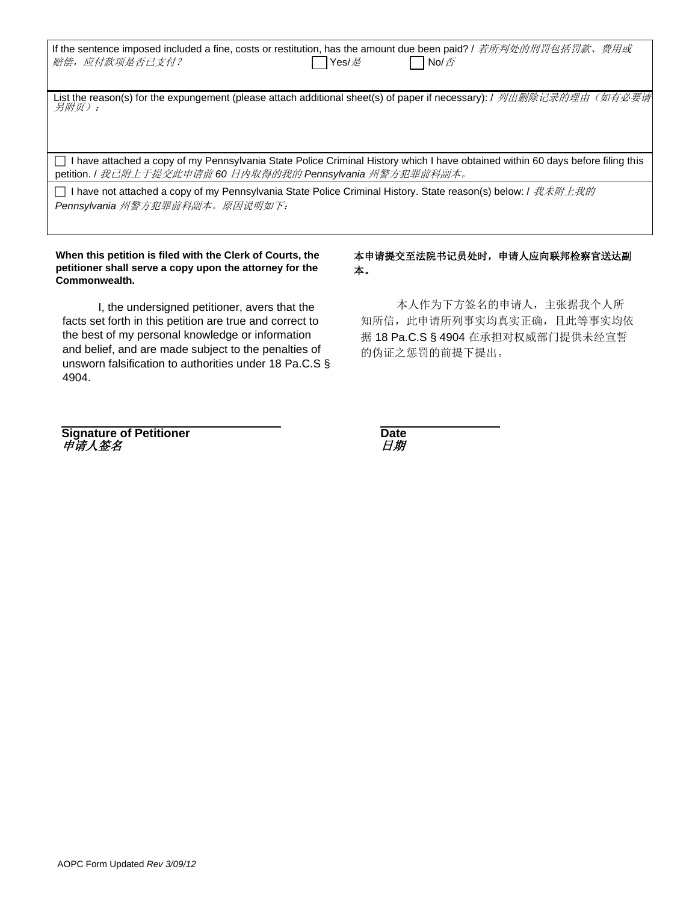If the sentence imposed included a fine, costs or restitution, has the amount due been paid? / *若所判处的刑罚包括罚款、费用或赔偿，应付款项是否已支付？* ☐ Yes/*是* ☐ No/*否*

List the reason(s) for the expungement (please attach additional sheet(s) of paper if necessary): / *列出删除记录的理由（如有必要请另附页）：*

☐ I have attached a copy of my Pennsylvania State Police Criminal History which I have obtained within 60 days before filing this petition. / *我已附上于提交此申请前 60 日内取得的我的 Pennsylvania 州警方犯罪前科副本。*

☐ I have not attached a copy of my Pennsylvania State Police Criminal History. State reason(s) below: / *我未附上我的 Pennsylvania 州警方犯罪前科副本。原因说明如下：*

**When this petition is filed with the Clerk of Courts, the petitioner shall serve a copy upon the attorney for the Commonwealth.**

**本申请提交至法院书记员处时，申请人应向联邦检察官送达副本。**

I, the undersigned petitioner, avers that the facts set forth in this petition are true and correct to the best of my personal knowledge or information and belief, and are made subject to the penalties of unsworn falsification to authorities under 18 Pa.C.S § 4904.

本人作为下方签名的申请人，主张据我个人所知所信，此申请所列事实均真实正确，且此等事实均依据 18 Pa.C.S § 4904 在承担对权威部门提供未经宣誓的伪证之惩罚的前提下提出。

**Signature of Petitioner**
***申请人签名***

**Date**
***日期***

AOPC Form Updated *Rev 3/09/12*